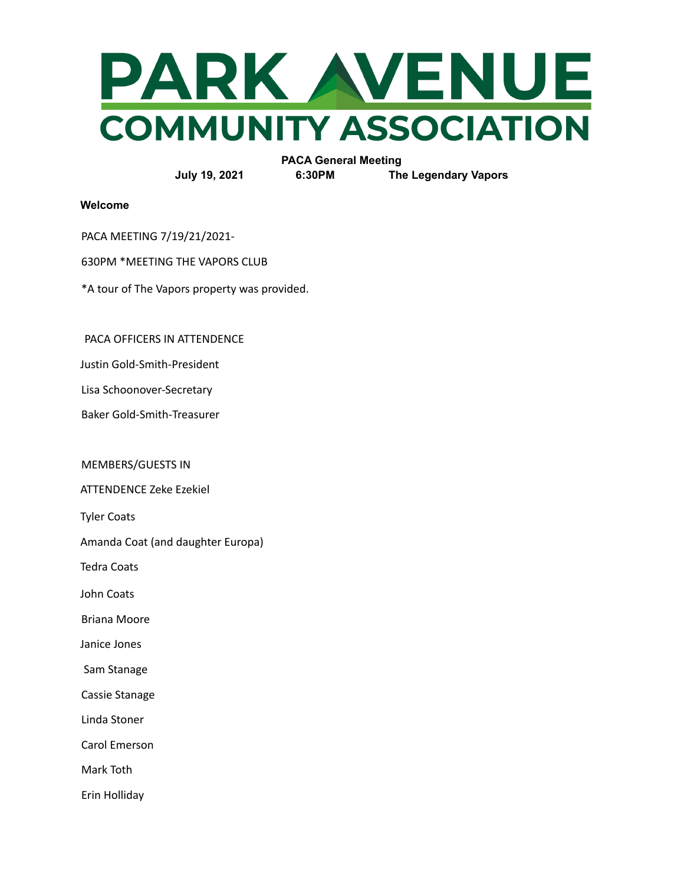# PARK AVENUE COMMUNITY ASSOCIATION

**PACA General Meeting**

**July 19, 2021 6:30PM The Legendary Vapors**

**Welcome**

PACA MEETING 7/19/21/2021-

630PM *MEETING THE VAPORS CLUB

*A tour of The Vapors property was provided.

PACA OFFICERS IN ATTENDENCE

Justin Gold-Smith-President

Lisa Schoonover-Secretary

Baker Gold-Smith-Treasurer

MEMBERS/GUESTS IN

ATTENDENCE Zeke Ezekiel

Tyler Coats

Amanda Coat (and daughter Europa)

Tedra Coats

John Coats

Briana Moore

Janice Jones

Sam Stanage

Cassie Stanage

Linda Stoner

Carol Emerson

Mark Toth

Erin Holliday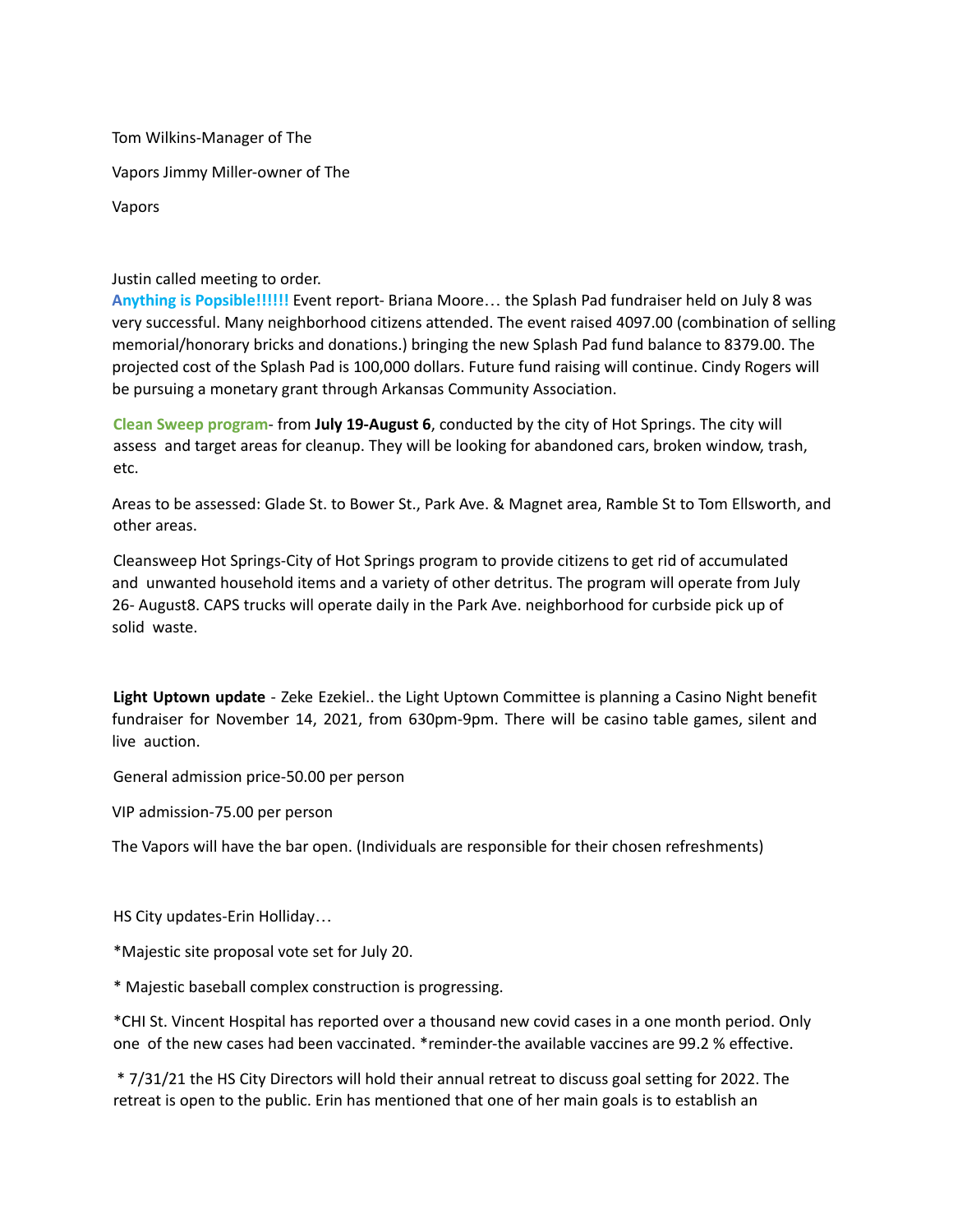Tom Wilkins-Manager of The

Vapors Jimmy Miller-owner of The

Vapors

Justin called meeting to order.

**Anything is Popsible!!!!!!** Event report- Briana Moore… the Splash Pad fundraiser held on July 8 was very successful. Many neighborhood citizens attended. The event raised 4097.00 (combination of selling memorial/honorary bricks and donations.) bringing the new Splash Pad fund balance to 8379.00. The projected cost of the Splash Pad is 100,000 dollars. Future fund raising will continue. Cindy Rogers will be pursuing a monetary grant through Arkansas Community Association.

**Clean Sweep program**- from **July 19-August 6**, conducted by the city of Hot Springs. The city will assess and target areas for cleanup. They will be looking for abandoned cars, broken window, trash, etc.

Areas to be assessed: Glade St. to Bower St., Park Ave. & Magnet area, Ramble St to Tom Ellsworth, and other areas.

Cleansweep Hot Springs-City of Hot Springs program to provide citizens to get rid of accumulated and unwanted household items and a variety of other detritus. The program will operate from July 26- August8. CAPS trucks will operate daily in the Park Ave. neighborhood for curbside pick up of solid waste.

**Light Uptown update** - Zeke Ezekiel.. the Light Uptown Committee is planning a Casino Night benefit fundraiser for November 14, 2021, from 630pm-9pm. There will be casino table games, silent and live auction.

General admission price-50.00 per person

VIP admission-75.00 per person

The Vapors will have the bar open. (Individuals are responsible for their chosen refreshments)

HS City updates-Erin Holliday…

*Majestic site proposal vote set for July 20.

* Majestic baseball complex construction is progressing.

*CHI St. Vincent Hospital has reported over a thousand new covid cases in a one month period. Only one of the new cases had been vaccinated. *reminder-the available vaccines are 99.2 % effective.

* 7/31/21 the HS City Directors will hold their annual retreat to discuss goal setting for 2022. The retreat is open to the public. Erin has mentioned that one of her main goals is to establish an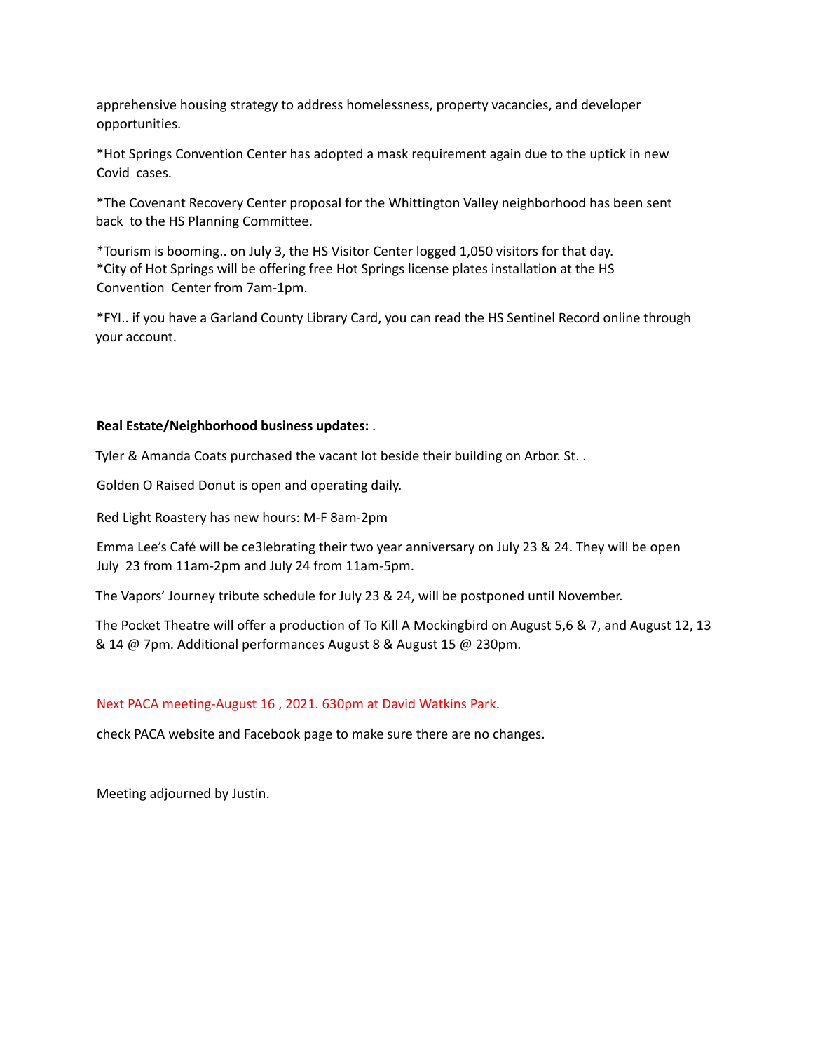apprehensive housing strategy to address homelessness, property vacancies, and developer opportunities.

*Hot Springs Convention Center has adopted a mask requirement again due to the uptick in new Covid cases.

*The Covenant Recovery Center proposal for the Whittington Valley neighborhood has been sent back to the HS Planning Committee.

*Tourism is booming.. on July 3, the HS Visitor Center logged 1,050 visitors for that day.
*City of Hot Springs will be offering free Hot Springs license plates installation at the HS Convention Center from 7am-1pm.

*FYI.. if you have a Garland County Library Card, you can read the HS Sentinel Record online through your account.

**Real Estate/Neighborhood business updates:** .

Tyler & Amanda Coats purchased the vacant lot beside their building on Arbor. St. .

Golden O Raised Donut is open and operating daily.

Red Light Roastery has new hours: M-F 8am-2pm

Emma Lee's Café will be ce3lebrating their two year anniversary on July 23 & 24. They will be open July 23 from 11am-2pm and July 24 from 11am-5pm.

The Vapors' Journey tribute schedule for July 23 & 24, will be postponed until November.

The Pocket Theatre will offer a production of To Kill A Mockingbird on August 5,6 & 7, and August 12, 13 & 14 @ 7pm. Additional performances August 8 & August 15 @ 230pm.

Next PACA meeting-August 16 , 2021. 630pm at David Watkins Park.

check PACA website and Facebook page to make sure there are no changes.

Meeting adjourned by Justin.